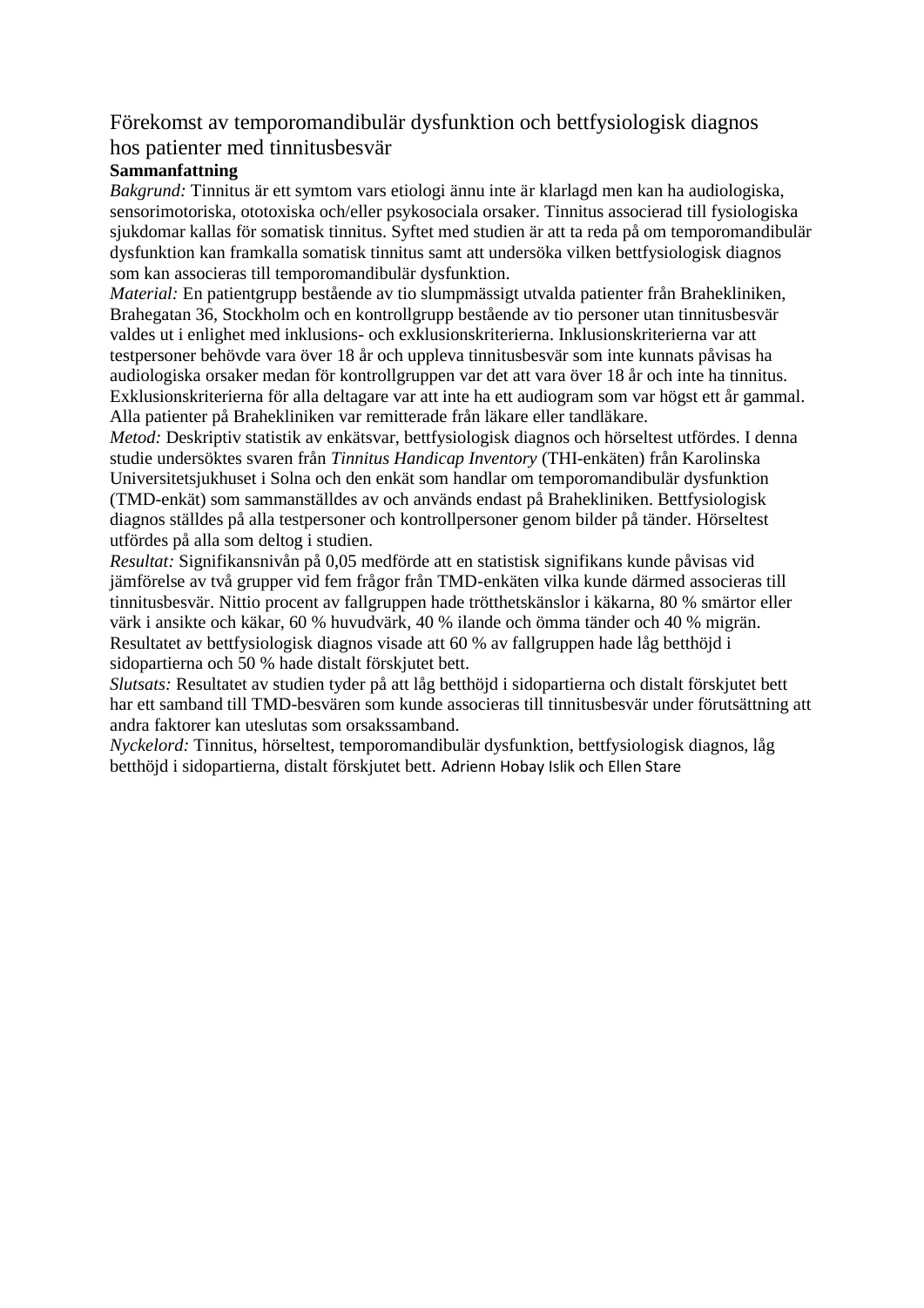# Förekomst av temporomandibulär dysfunktion och bettfysiologisk diagnos hos patienter med tinnitusbesvär

**Sammanfattning**

*Bakgrund:* Tinnitus är ett symtom vars etiologi ännu inte är klarlagd men kan ha audiologiska, sensorimotoriska, ototoxiska och/eller psykosociala orsaker. Tinnitus associerad till fysiologiska sjukdomar kallas för somatisk tinnitus. Syftet med studien är att ta reda på om temporomandibulär dysfunktion kan framkalla somatisk tinnitus samt att undersöka vilken bettfysiologisk diagnos som kan associeras till temporomandibulär dysfunktion.

*Material:* En patientgrupp bestående av tio slumpmässigt utvalda patienter från Brahekliniken, Brahegatan 36, Stockholm och en kontrollgrupp bestående av tio personer utan tinnitusbesvär valdes ut i enlighet med inklusions- och exklusionskriterierna. Inklusionskriterierna var att testpersoner behövde vara över 18 år och uppleva tinnitusbesvär som inte kunnats påvisas ha audiologiska orsaker medan för kontrollgruppen var det att vara över 18 år och inte ha tinnitus. Exklusionskriterierna för alla deltagare var att inte ha ett audiogram som var högst ett år gammal. Alla patienter på Brahekliniken var remitterade från läkare eller tandläkare.

*Metod:* Deskriptiv statistik av enkätsvar, bettfysiologisk diagnos och hörseltest utfördes. I denna studie undersöktes svaren från *Tinnitus Handicap Inventory* (THI-enkäten) från Karolinska Universitetsjukhuset i Solna och den enkät som handlar om temporomandibulär dysfunktion (TMD-enkät) som sammanställdes av och används endast på Brahekliniken. Bettfysiologisk diagnos ställdes på alla testpersoner och kontrollpersoner genom bilder på tänder. Hörseltest utfördes på alla som deltog i studien.

*Resultat:* Signifikansnivån på 0,05 medförde att en statistisk signifikans kunde påvisas vid jämförelse av två grupper vid fem frågor från TMD-enkäten vilka kunde därmed associeras till tinnitusbesvär. Nittio procent av fallgruppen hade trötthetskänslor i käkarna, 80 % smärtor eller värk i ansikte och käkar, 60 % huvudvärk, 40 % ilande och ömma tänder och 40 % migrän. Resultatet av bettfysiologisk diagnos visade att 60 % av fallgruppen hade låg betthöjd i sidopartierna och 50 % hade distalt förskjutet bett.

*Slutsats:* Resultatet av studien tyder på att låg betthöjd i sidopartierna och distalt förskjutet bett har ett samband till TMD-besvären som kunde associeras till tinnitusbesvär under förutsättning att andra faktorer kan uteslutas som orsakssamband.

*Nyckelord:* Tinnitus, hörseltest, temporomandibulär dysfunktion, bettfysiologisk diagnos, låg betthöjd i sidopartierna, distalt förskjutet bett. Adrienn Hobay Islik och Ellen Stare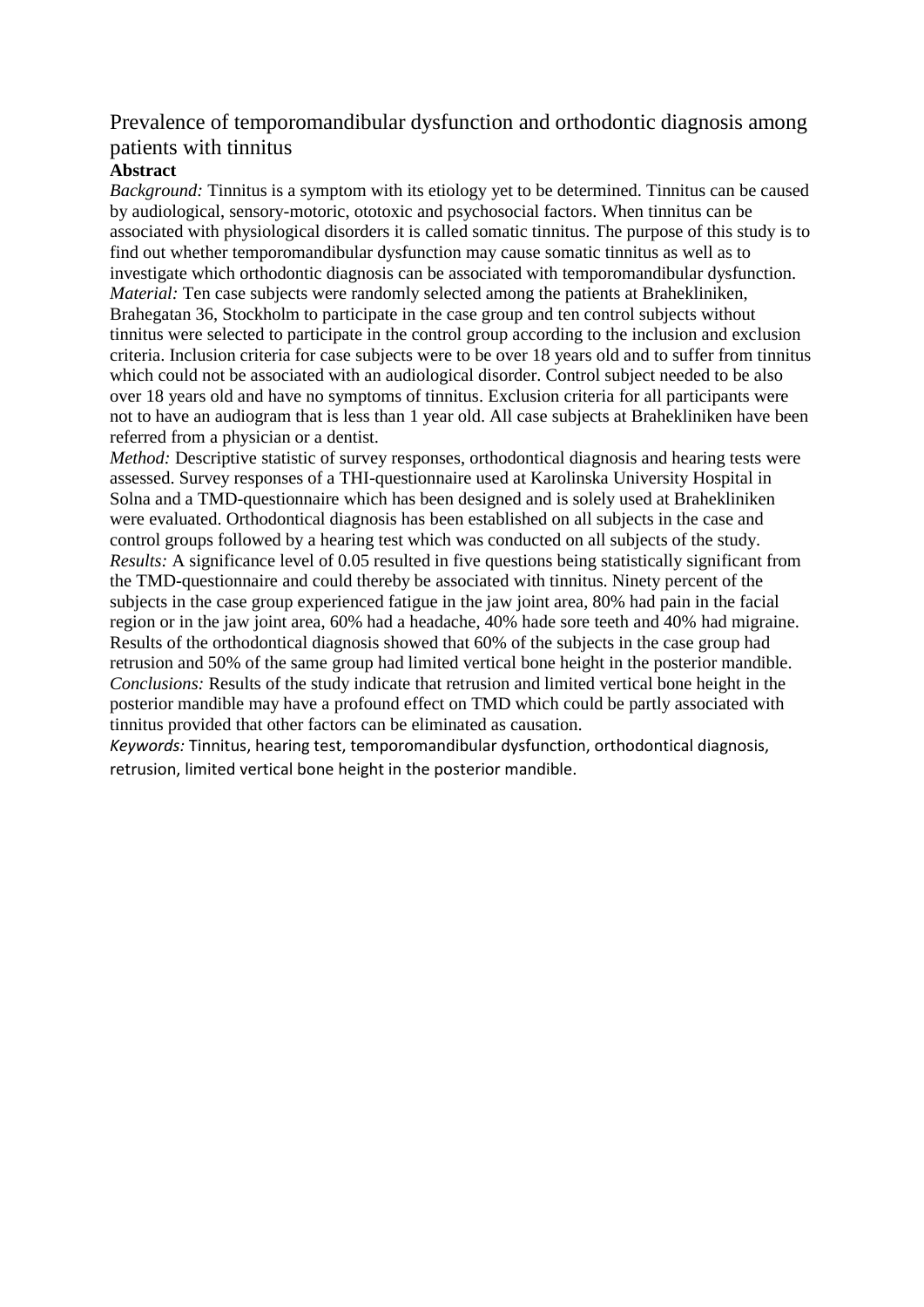# Prevalence of temporomandibular dysfunction and orthodontic diagnosis among patients with tinnitus

**Abstract**

*Background:* Tinnitus is a symptom with its etiology yet to be determined. Tinnitus can be caused by audiological, sensory-motoric, ototoxic and psychosocial factors. When tinnitus can be associated with physiological disorders it is called somatic tinnitus. The purpose of this study is to find out whether temporomandibular dysfunction may cause somatic tinnitus as well as to investigate which orthodontic diagnosis can be associated with temporomandibular dysfunction.

*Material:* Ten case subjects were randomly selected among the patients at Brahekliniken, Brahegatan 36, Stockholm to participate in the case group and ten control subjects without tinnitus were selected to participate in the control group according to the inclusion and exclusion criteria. Inclusion criteria for case subjects were to be over 18 years old and to suffer from tinnitus which could not be associated with an audiological disorder. Control subject needed to be also over 18 years old and have no symptoms of tinnitus. Exclusion criteria for all participants were not to have an audiogram that is less than 1 year old. All case subjects at Brahekliniken have been referred from a physician or a dentist.

*Method:* Descriptive statistic of survey responses, orthodontical diagnosis and hearing tests were assessed. Survey responses of a THI-questionnaire used at Karolinska University Hospital in Solna and a TMD-questionnaire which has been designed and is solely used at Brahekliniken were evaluated. Orthodontical diagnosis has been established on all subjects in the case and control groups followed by a hearing test which was conducted on all subjects of the study.

*Results:* A significance level of 0.05 resulted in five questions being statistically significant from the TMD-questionnaire and could thereby be associated with tinnitus. Ninety percent of the subjects in the case group experienced fatigue in the jaw joint area, 80% had pain in the facial region or in the jaw joint area, 60% had a headache, 40% hade sore teeth and 40% had migraine. Results of the orthodontical diagnosis showed that 60% of the subjects in the case group had retrusion and 50% of the same group had limited vertical bone height in the posterior mandible.

*Conclusions:* Results of the study indicate that retrusion and limited vertical bone height in the posterior mandible may have a profound effect on TMD which could be partly associated with tinnitus provided that other factors can be eliminated as causation.

*Keywords:* Tinnitus, hearing test, temporomandibular dysfunction, orthodontical diagnosis, retrusion, limited vertical bone height in the posterior mandible.